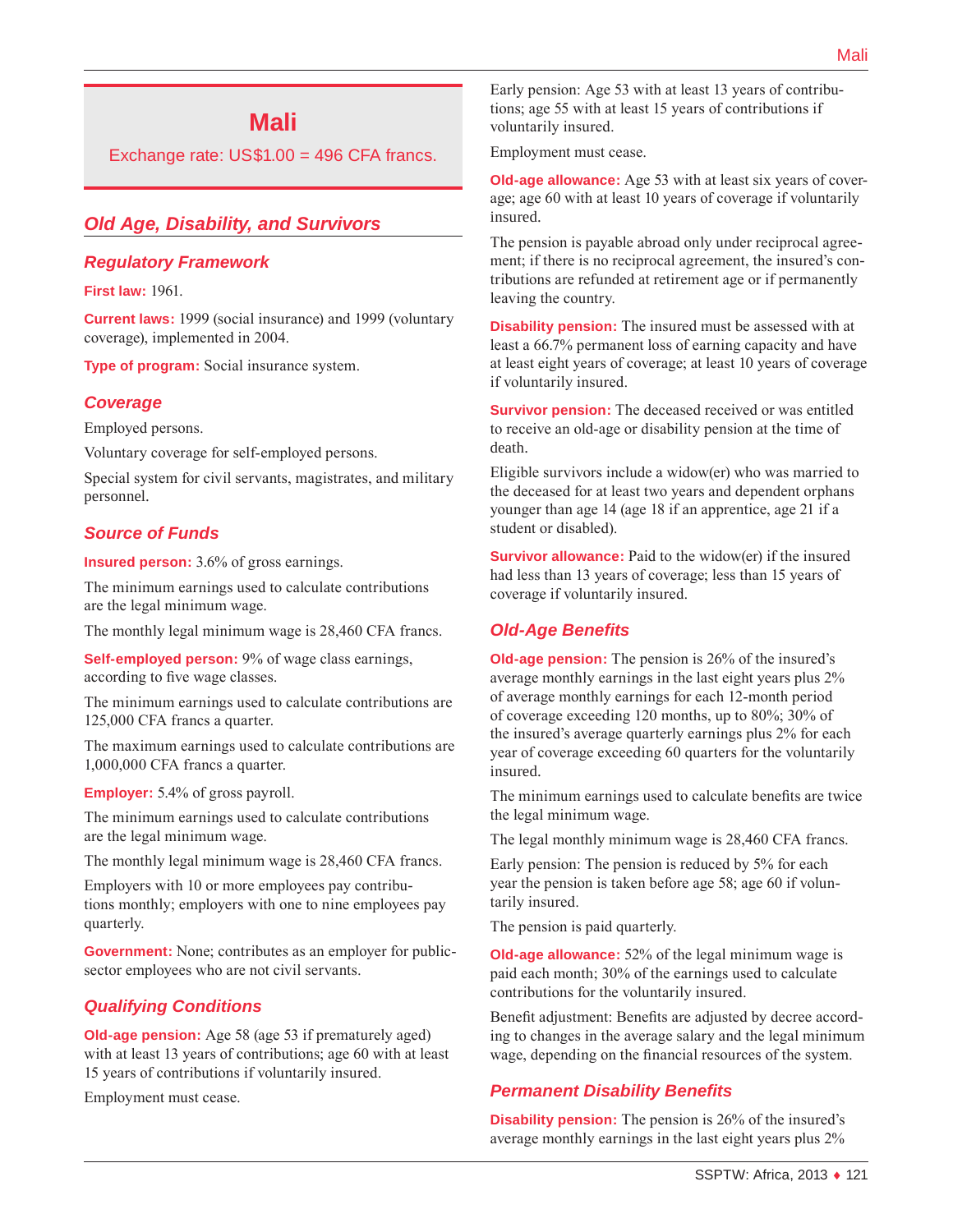# Mali

Exchange rate: US$1.00 = 496 CFA francs.

## Old Age, Disability, and Survivors

### Regulatory Framework

**First law:** 1961.

**Current laws:** 1999 (social insurance) and 1999 (voluntary coverage), implemented in 2004.

**Type of program:** Social insurance system.

### Coverage

Employed persons.

Voluntary coverage for self-employed persons.

Special system for civil servants, magistrates, and military personnel.

### Source of Funds

**Insured person:** 3.6% of gross earnings.

The minimum earnings used to calculate contributions are the legal minimum wage.

The monthly legal minimum wage is 28,460 CFA francs.

**Self-employed person:** 9% of wage class earnings, according to five wage classes.

The minimum earnings used to calculate contributions are 125,000 CFA francs a quarter.

The maximum earnings used to calculate contributions are 1,000,000 CFA francs a quarter.

**Employer:** 5.4% of gross payroll.

The minimum earnings used to calculate contributions are the legal minimum wage.

The monthly legal minimum wage is 28,460 CFA francs.

Employers with 10 or more employees pay contributions monthly; employers with one to nine employees pay quarterly.

**Government:** None; contributes as an employer for public-sector employees who are not civil servants.

### Qualifying Conditions

**Old-age pension:** Age 58 (age 53 if prematurely aged) with at least 13 years of contributions; age 60 with at least 15 years of contributions if voluntarily insured.

Employment must cease.

Early pension: Age 53 with at least 13 years of contributions; age 55 with at least 15 years of contributions if voluntarily insured.

Employment must cease.

**Old-age allowance:** Age 53 with at least six years of coverage; age 60 with at least 10 years of coverage if voluntarily insured.

The pension is payable abroad only under reciprocal agreement; if there is no reciprocal agreement, the insured's contributions are refunded at retirement age or if permanently leaving the country.

**Disability pension:** The insured must be assessed with at least a 66.7% permanent loss of earning capacity and have at least eight years of coverage; at least 10 years of coverage if voluntarily insured.

**Survivor pension:** The deceased received or was entitled to receive an old-age or disability pension at the time of death.

Eligible survivors include a widow(er) who was married to the deceased for at least two years and dependent orphans younger than age 14 (age 18 if an apprentice, age 21 if a student or disabled).

**Survivor allowance:** Paid to the widow(er) if the insured had less than 13 years of coverage; less than 15 years of coverage if voluntarily insured.

### Old-Age Benefits

**Old-age pension:** The pension is 26% of the insured's average monthly earnings in the last eight years plus 2% of average monthly earnings for each 12-month period of coverage exceeding 120 months, up to 80%; 30% of the insured's average quarterly earnings plus 2% for each year of coverage exceeding 60 quarters for the voluntarily insured.

The minimum earnings used to calculate benefits are twice the legal minimum wage.

The legal monthly minimum wage is 28,460 CFA francs.

Early pension: The pension is reduced by 5% for each year the pension is taken before age 58; age 60 if voluntarily insured.

The pension is paid quarterly.

**Old-age allowance:** 52% of the legal minimum wage is paid each month; 30% of the earnings used to calculate contributions for the voluntarily insured.

Benefit adjustment: Benefits are adjusted by decree according to changes in the average salary and the legal minimum wage, depending on the financial resources of the system.

### Permanent Disability Benefits

**Disability pension:** The pension is 26% of the insured's average monthly earnings in the last eight years plus 2%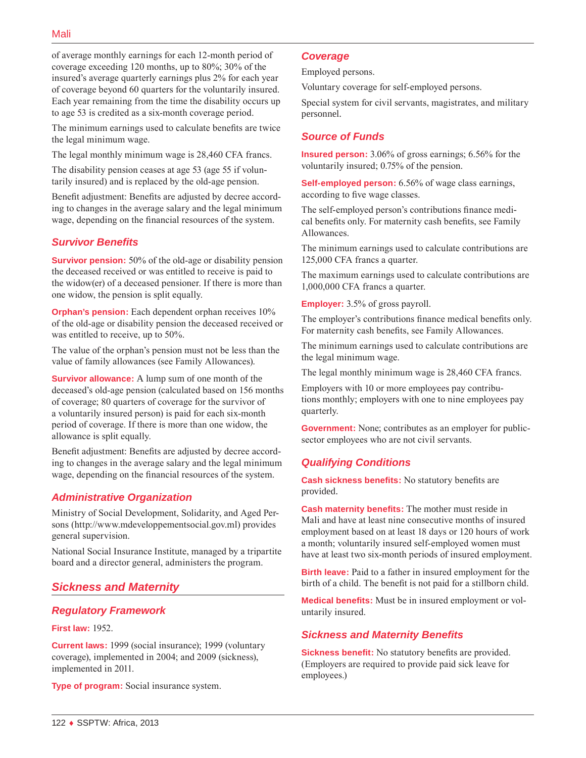of average monthly earnings for each 12-month period of coverage exceeding 120 months, up to 80%; 30% of the insured's average quarterly earnings plus 2% for each year of coverage beyond 60 quarters for the voluntarily insured. Each year remaining from the time the disability occurs up to age 53 is credited as a six-month coverage period.

The minimum earnings used to calculate benefits are twice the legal minimum wage.

The legal monthly minimum wage is 28,460 CFA francs.

The disability pension ceases at age 53 (age 55 if voluntarily insured) and is replaced by the old-age pension.

Benefit adjustment: Benefits are adjusted by decree according to changes in the average salary and the legal minimum wage, depending on the financial resources of the system.

### Survivor Benefits

**Survivor pension:** 50% of the old-age or disability pension the deceased received or was entitled to receive is paid to the widow(er) of a deceased pensioner. If there is more than one widow, the pension is split equally.

**Orphan's pension:** Each dependent orphan receives 10% of the old-age or disability pension the deceased received or was entitled to receive, up to 50%.

The value of the orphan's pension must not be less than the value of family allowances (see Family Allowances).

**Survivor allowance:** A lump sum of one month of the deceased's old-age pension (calculated based on 156 months of coverage; 80 quarters of coverage for the survivor of a voluntarily insured person) is paid for each six-month period of coverage. If there is more than one widow, the allowance is split equally.

Benefit adjustment: Benefits are adjusted by decree according to changes in the average salary and the legal minimum wage, depending on the financial resources of the system.

### Administrative Organization

Ministry of Social Development, Solidarity, and Aged Persons (http://www.mdeveloppementsocial.gov.ml) provides general supervision.

National Social Insurance Institute, managed by a tripartite board and a director general, administers the program.

## Sickness and Maternity

### Regulatory Framework

**First law:** 1952.

**Current laws:** 1999 (social insurance); 1999 (voluntary coverage), implemented in 2004; and 2009 (sickness), implemented in 2011.

**Type of program:** Social insurance system.

### Coverage

Employed persons.

Voluntary coverage for self-employed persons.

Special system for civil servants, magistrates, and military personnel.

### Source of Funds

**Insured person:** 3.06% of gross earnings; 6.56% for the voluntarily insured; 0.75% of the pension.

**Self-employed person:** 6.56% of wage class earnings, according to five wage classes.

The self-employed person's contributions finance medical benefits only. For maternity cash benefits, see Family Allowances.

The minimum earnings used to calculate contributions are 125,000 CFA francs a quarter.

The maximum earnings used to calculate contributions are 1,000,000 CFA francs a quarter.

**Employer:** 3.5% of gross payroll.

The employer's contributions finance medical benefits only. For maternity cash benefits, see Family Allowances.

The minimum earnings used to calculate contributions are the legal minimum wage.

The legal monthly minimum wage is 28,460 CFA francs.

Employers with 10 or more employees pay contributions monthly; employers with one to nine employees pay quarterly.

**Government:** None; contributes as an employer for public-sector employees who are not civil servants.

### Qualifying Conditions

**Cash sickness benefits:** No statutory benefits are provided.

**Cash maternity benefits:** The mother must reside in Mali and have at least nine consecutive months of insured employment based on at least 18 days or 120 hours of work a month; voluntarily insured self-employed women must have at least two six-month periods of insured employment.

**Birth leave:** Paid to a father in insured employment for the birth of a child. The benefit is not paid for a stillborn child.

**Medical benefits:** Must be in insured employment or voluntarily insured.

### Sickness and Maternity Benefits

**Sickness benefit:** No statutory benefits are provided. (Employers are required to provide paid sick leave for employees.)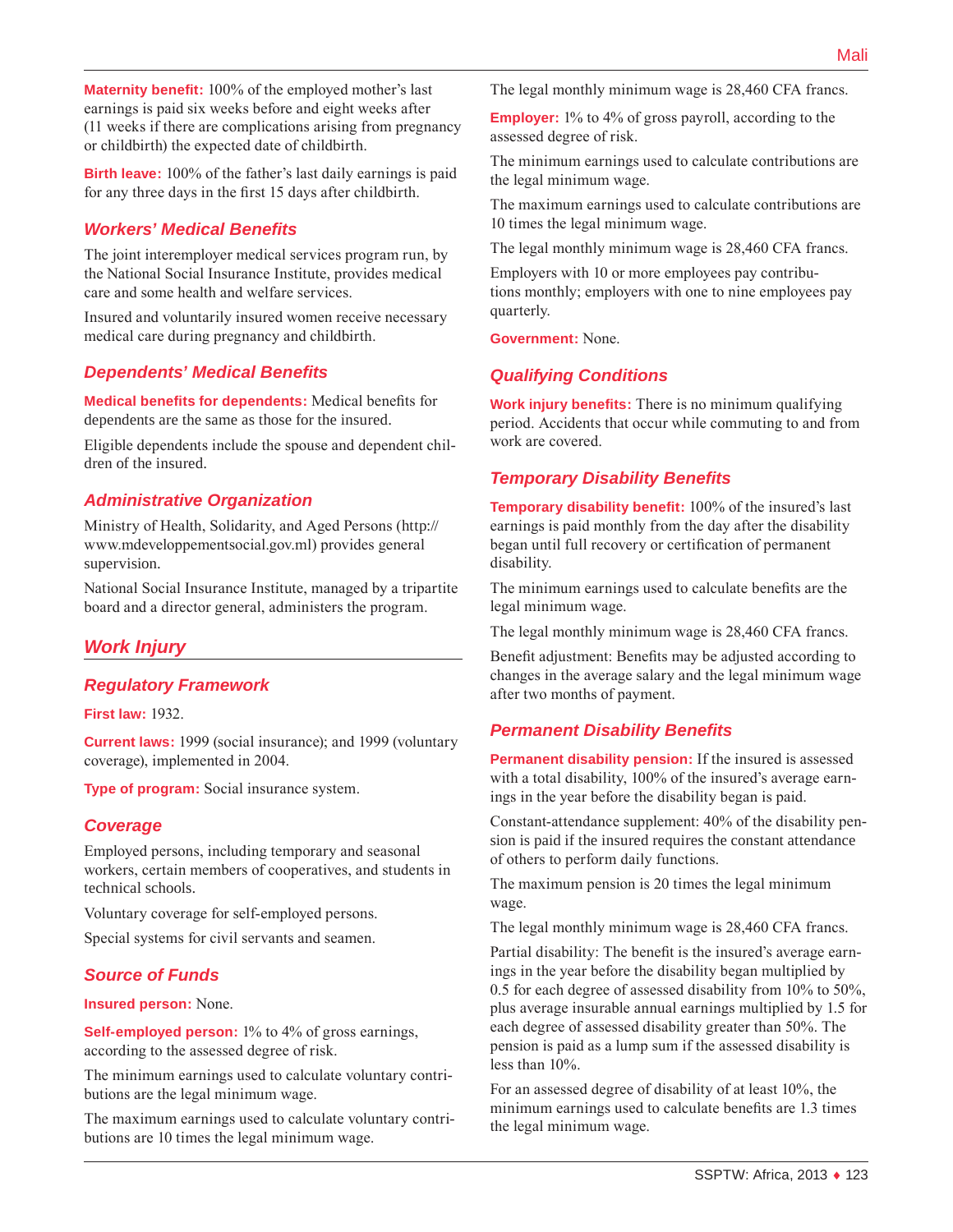**Maternity benefit:** 100% of the employed mother's last earnings is paid six weeks before and eight weeks after (11 weeks if there are complications arising from pregnancy or childbirth) the expected date of childbirth.

**Birth leave:** 100% of the father's last daily earnings is paid for any three days in the first 15 days after childbirth.

### Workers' Medical Benefits

The joint interemployer medical services program run, by the National Social Insurance Institute, provides medical care and some health and welfare services.

Insured and voluntarily insured women receive necessary medical care during pregnancy and childbirth.

### Dependents' Medical Benefits

**Medical benefits for dependents:** Medical benefits for dependents are the same as those for the insured.

Eligible dependents include the spouse and dependent children of the insured.

### Administrative Organization

Ministry of Health, Solidarity, and Aged Persons (http://www.mdeveloppementsocial.gov.ml) provides general supervision.

National Social Insurance Institute, managed by a tripartite board and a director general, administers the program.

## Work Injury

### Regulatory Framework

**First law:** 1932.

**Current laws:** 1999 (social insurance); and 1999 (voluntary coverage), implemented in 2004.

**Type of program:** Social insurance system.

### Coverage

Employed persons, including temporary and seasonal workers, certain members of cooperatives, and students in technical schools.

Voluntary coverage for self-employed persons.

Special systems for civil servants and seamen.

### Source of Funds

**Insured person:** None.

**Self-employed person:** 1% to 4% of gross earnings, according to the assessed degree of risk.

The minimum earnings used to calculate voluntary contributions are the legal minimum wage.

The maximum earnings used to calculate voluntary contributions are 10 times the legal minimum wage.

The legal monthly minimum wage is 28,460 CFA francs.

**Employer:** 1% to 4% of gross payroll, according to the assessed degree of risk.

The minimum earnings used to calculate contributions are the legal minimum wage.

The maximum earnings used to calculate contributions are 10 times the legal minimum wage.

The legal monthly minimum wage is 28,460 CFA francs.

Employers with 10 or more employees pay contributions monthly; employers with one to nine employees pay quarterly.

**Government:** None.

### Qualifying Conditions

**Work injury benefits:** There is no minimum qualifying period. Accidents that occur while commuting to and from work are covered.

### Temporary Disability Benefits

**Temporary disability benefit:** 100% of the insured's last earnings is paid monthly from the day after the disability began until full recovery or certification of permanent disability.

The minimum earnings used to calculate benefits are the legal minimum wage.

The legal monthly minimum wage is 28,460 CFA francs.

Benefit adjustment: Benefits may be adjusted according to changes in the average salary and the legal minimum wage after two months of payment.

### Permanent Disability Benefits

**Permanent disability pension:** If the insured is assessed with a total disability, 100% of the insured's average earnings in the year before the disability began is paid.

Constant-attendance supplement: 40% of the disability pension is paid if the insured requires the constant attendance of others to perform daily functions.

The maximum pension is 20 times the legal minimum wage.

The legal monthly minimum wage is 28,460 CFA francs.

Partial disability: The benefit is the insured's average earnings in the year before the disability began multiplied by 0.5 for each degree of assessed disability from 10% to 50%, plus average insurable annual earnings multiplied by 1.5 for each degree of assessed disability greater than 50%. The pension is paid as a lump sum if the assessed disability is less than 10%.

For an assessed degree of disability of at least 10%, the minimum earnings used to calculate benefits are 1.3 times the legal minimum wage.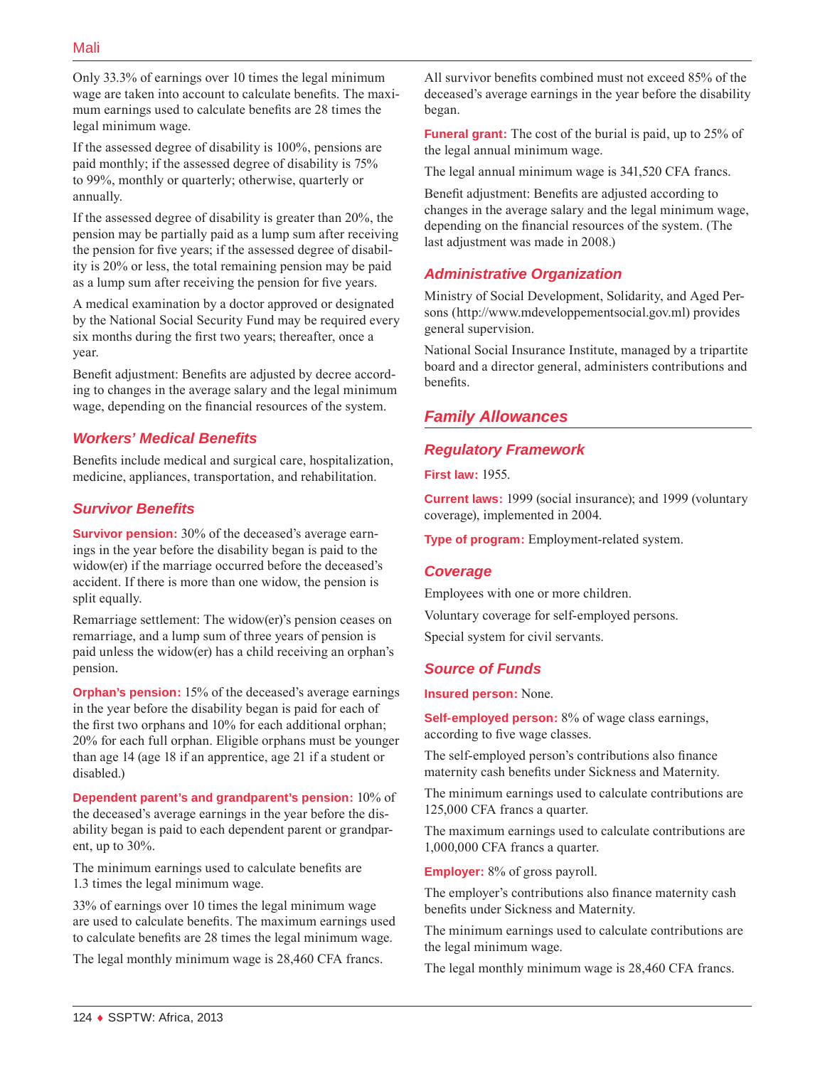Only 33.3% of earnings over 10 times the legal minimum wage are taken into account to calculate benefits. The maximum earnings used to calculate benefits are 28 times the legal minimum wage.

If the assessed degree of disability is 100%, pensions are paid monthly; if the assessed degree of disability is 75% to 99%, monthly or quarterly; otherwise, quarterly or annually.

If the assessed degree of disability is greater than 20%, the pension may be partially paid as a lump sum after receiving the pension for five years; if the assessed degree of disability is 20% or less, the total remaining pension may be paid as a lump sum after receiving the pension for five years.

A medical examination by a doctor approved or designated by the National Social Security Fund may be required every six months during the first two years; thereafter, once a year.

Benefit adjustment: Benefits are adjusted by decree according to changes in the average salary and the legal minimum wage, depending on the financial resources of the system.

### Workers' Medical Benefits

Benefits include medical and surgical care, hospitalization, medicine, appliances, transportation, and rehabilitation.

### Survivor Benefits

**Survivor pension:** 30% of the deceased's average earnings in the year before the disability began is paid to the widow(er) if the marriage occurred before the deceased's accident. If there is more than one widow, the pension is split equally.

Remarriage settlement: The widow(er)'s pension ceases on remarriage, and a lump sum of three years of pension is paid unless the widow(er) has a child receiving an orphan's pension.

**Orphan's pension:** 15% of the deceased's average earnings in the year before the disability began is paid for each of the first two orphans and 10% for each additional orphan; 20% for each full orphan. Eligible orphans must be younger than age 14 (age 18 if an apprentice, age 21 if a student or disabled.)

**Dependent parent's and grandparent's pension:** 10% of the deceased's average earnings in the year before the disability began is paid to each dependent parent or grandparent, up to 30%.

The minimum earnings used to calculate benefits are 1.3 times the legal minimum wage.

33% of earnings over 10 times the legal minimum wage are used to calculate benefits. The maximum earnings used to calculate benefits are 28 times the legal minimum wage.

The legal monthly minimum wage is 28,460 CFA francs.

All survivor benefits combined must not exceed 85% of the deceased's average earnings in the year before the disability began.

**Funeral grant:** The cost of the burial is paid, up to 25% of the legal annual minimum wage.

The legal annual minimum wage is 341,520 CFA francs.

Benefit adjustment: Benefits are adjusted according to changes in the average salary and the legal minimum wage, depending on the financial resources of the system. (The last adjustment was made in 2008.)

### Administrative Organization

Ministry of Social Development, Solidarity, and Aged Persons (http://www.mdeveloppementsocial.gov.ml) provides general supervision.

National Social Insurance Institute, managed by a tripartite board and a director general, administers contributions and benefits.

## Family Allowances

### Regulatory Framework

**First law:** 1955.

**Current laws:** 1999 (social insurance); and 1999 (voluntary coverage), implemented in 2004.

**Type of program:** Employment-related system.

### Coverage

Employees with one or more children.

Voluntary coverage for self-employed persons.

Special system for civil servants.

### Source of Funds

**Insured person:** None.

**Self-employed person:** 8% of wage class earnings, according to five wage classes.

The self-employed person's contributions also finance maternity cash benefits under Sickness and Maternity.

The minimum earnings used to calculate contributions are 125,000 CFA francs a quarter.

The maximum earnings used to calculate contributions are 1,000,000 CFA francs a quarter.

**Employer:** 8% of gross payroll.

The employer's contributions also finance maternity cash benefits under Sickness and Maternity.

The minimum earnings used to calculate contributions are the legal minimum wage.

The legal monthly minimum wage is 28,460 CFA francs.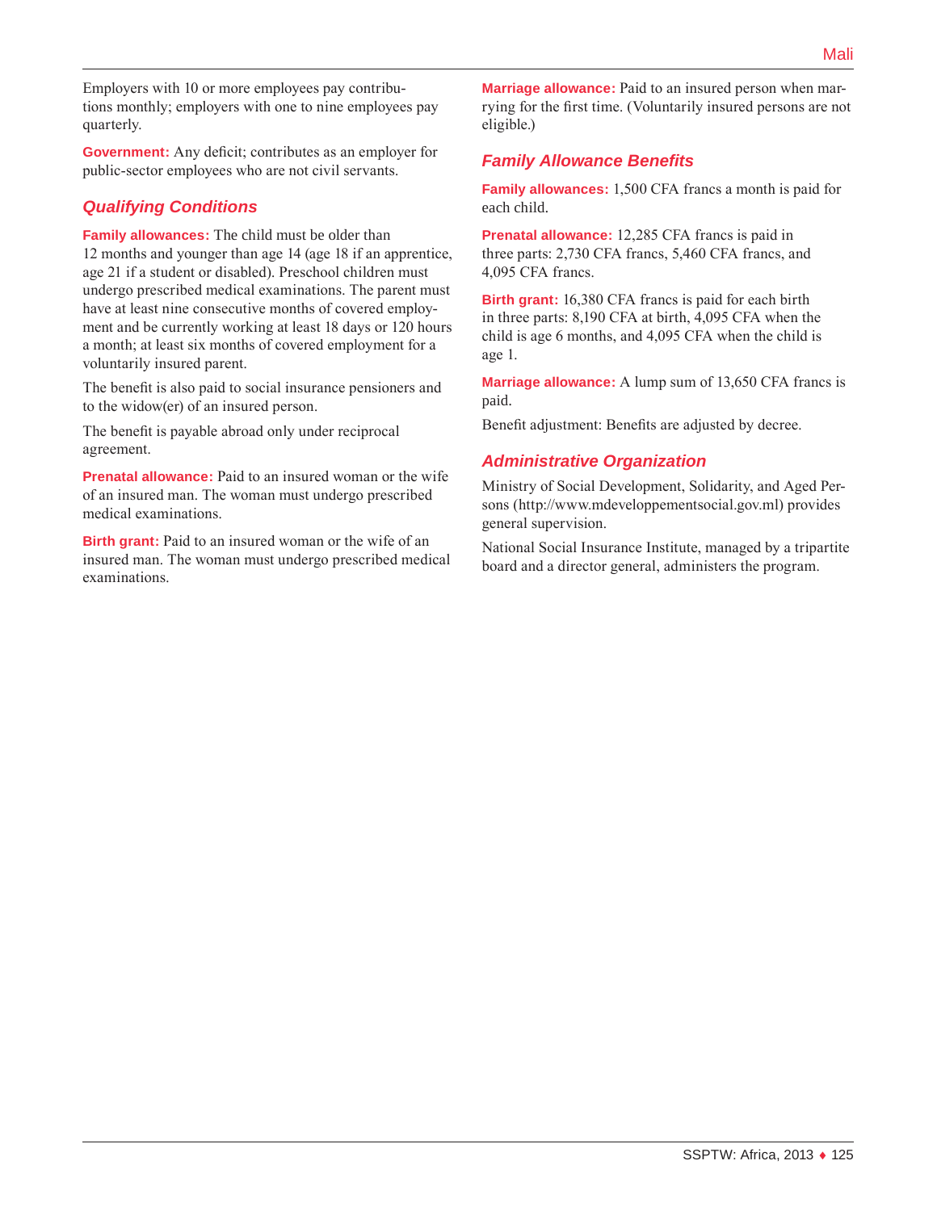Employers with 10 or more employees pay contributions monthly; employers with one to nine employees pay quarterly.

**Government:** Any deficit; contributes as an employer for public-sector employees who are not civil servants.

### *Qualifying Conditions*

**Family allowances:** The child must be older than 12 months and younger than age 14 (age 18 if an apprentice, age 21 if a student or disabled). Preschool children must undergo prescribed medical examinations. The parent must have at least nine consecutive months of covered employment and be currently working at least 18 days or 120 hours a month; at least six months of covered employment for a voluntarily insured parent.

The benefit is also paid to social insurance pensioners and to the widow(er) of an insured person.

The benefit is payable abroad only under reciprocal agreement.

**Prenatal allowance:** Paid to an insured woman or the wife of an insured man. The woman must undergo prescribed medical examinations.

**Birth grant:** Paid to an insured woman or the wife of an insured man. The woman must undergo prescribed medical examinations.

**Marriage allowance:** Paid to an insured person when marrying for the first time. (Voluntarily insured persons are not eligible.)

### *Family Allowance Benefits*

**Family allowances:** 1,500 CFA francs a month is paid for each child.

**Prenatal allowance:** 12,285 CFA francs is paid in three parts: 2,730 CFA francs, 5,460 CFA francs, and 4,095 CFA francs.

**Birth grant:** 16,380 CFA francs is paid for each birth in three parts: 8,190 CFA at birth, 4,095 CFA when the child is age 6 months, and 4,095 CFA when the child is age 1.

**Marriage allowance:** A lump sum of 13,650 CFA francs is paid.

Benefit adjustment: Benefits are adjusted by decree.

### *Administrative Organization*

Ministry of Social Development, Solidarity, and Aged Persons (http://www.mdeveloppementsocial.gov.ml) provides general supervision.

National Social Insurance Institute, managed by a tripartite board and a director general, administers the program.